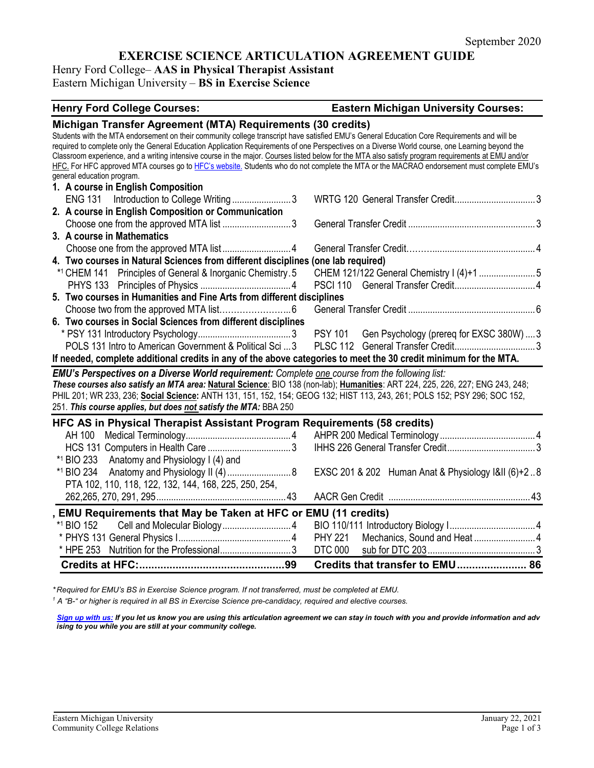September 2020

# EXERCISE SCIENCE ARTICULATION AGREEMENT GUIDE

Henry Ford College– **AAS in Physical Therapist Assistant**
Eastern Michigan University – **BS in Exercise Science**

| Henry Ford College Courses: | Eastern Michigan University Courses: |
|---|---|

## Michigan Transfer Agreement (MTA) Requirements (30 credits)

Students with the MTA endorsement on their community college transcript have satisfied EMU's General Education Core Requirements and will be required to complete only the General Education Application Requirements of one Perspectives on a Diverse World course, one Learning beyond the Classroom experience, and a writing intensive course in the major. Courses listed below for the MTA also satisfy program requirements at EMU and/or HFC. For HFC approved MTA courses go to HFC's website. Students who do not complete the MTA or the MACRAO endorsement must complete EMU's general education program.

| Henry Ford College Courses | Credits | Eastern Michigan University Courses | Credits |
|---|---|---|---|
| **1. A course in English Composition** | | | |
| ENG 131 Introduction to College Writing | 3 | WRTG 120 General Transfer Credit | 3 |
| **2. A course in English Composition or Communication** | | | |
| Choose one from the approved MTA list | 3 | General Transfer Credit | 3 |
| **3. A course in Mathematics** | | | |
| Choose one from the approved MTA list | 4 | General Transfer Credit | 4 |
| **4. Two courses in Natural Sciences from different disciplines (one lab required)** | | | |
| *[1] CHEM 141 Principles of General & Inorganic Chemistry | 5 | CHEM 121/122 General Chemistry I (4)+1 | 5 |
| PHYS 133 Principles of Physics | 4 | PSCI 110 General Transfer Credit | 4 |
| **5. Two courses in Humanities and Fine Arts from different disciplines** | | | |
| Choose two from the approved MTA list | 6 | General Transfer Credit | 6 |
| **6. Two courses in Social Sciences from different disciplines** | | | |
| * PSY 131 Introductory Psychology | 3 | PSY 101 Gen Psychology (prereq for EXSC 380W) | 3 |
| POLS 131 Intro to American Government & Political Sci | 3 | PLSC 112 General Transfer Credit | 3 |

**If needed, complete additional credits in any of the above categories to meet the 30 credit minimum for the MTA.**

***EMU's Perspectives on a Diverse World requirement:*** *Complete one course from the following list:*
***These courses also satisfy an MTA area:*** **Natural Science**: BIO 138 (non-lab); **Humanities**: ART 224, 225, 226, 227; ENG 243, 248; PHIL 201; WR 233, 236; **Social Science:** ANTH 131, 151, 152, 154; GEOG 132; HIST 113, 243, 261; POLS 152; PSY 296; SOC 152, 251. ***This course applies, but does not satisfy the MTA:*** BBA 250

## HFC AS in Physical Therapist Assistant Program Requirements (58 credits)

| Henry Ford College Courses | Credits | Eastern Michigan University Courses | Credits |
|---|---|---|---|
| AH 100 Medical Terminology | 4 | AHPR 200 Medical Terminology | 4 |
| HCS 131 Computers in Health Care | 3 | IHHS 226 General Transfer Credit | 3 |
| *[1] BIO 233 Anatomy and Physiology I (4) and *[1] BIO 234 Anatomy and Physiology II (4) | 8 | EXSC 201 & 202 Human Anat & Physiology I&II (6)+2 | 8 |
| PTA 102, 110, 118, 122, 132, 144, 168, 225, 250, 254, 262,265, 270, 291, 295 | 43 | AACR Gen Credit | 43 |

## , EMU Requirements that May be Taken at HFC or EMU (11 credits)

| Henry Ford College Courses | Credits | Eastern Michigan University Courses | Credits |
|---|---|---|---|
| *[1] BIO 152 Cell and Molecular Biology | 4 | BIO 110/111 Introductory Biology I | 4 |
| * PHYS 131 General Physics I | 4 | PHY 221 Mechanics, Sound and Heat | 4 |
| * HPE 253 Nutrition for the Professional | 3 | DTC 000 sub for DTC 203 | 3 |
| **Credits at HFC:** | **99** | **Credits that transfer to EMU** | **86** |

*\*Required for EMU's BS in Exercise Science program. If not transferred, must be completed at EMU.*
*[1] A "B-" or higher is required in all BS in Exercise Science pre-candidacy, required and elective courses.*

***Sign up with us:*** ***If you let us know you are using this articulation agreement we can stay in touch with you and provide information and advising to you while you are still at your community college.***

Eastern Michigan University
Community College Relations

January 22, 2021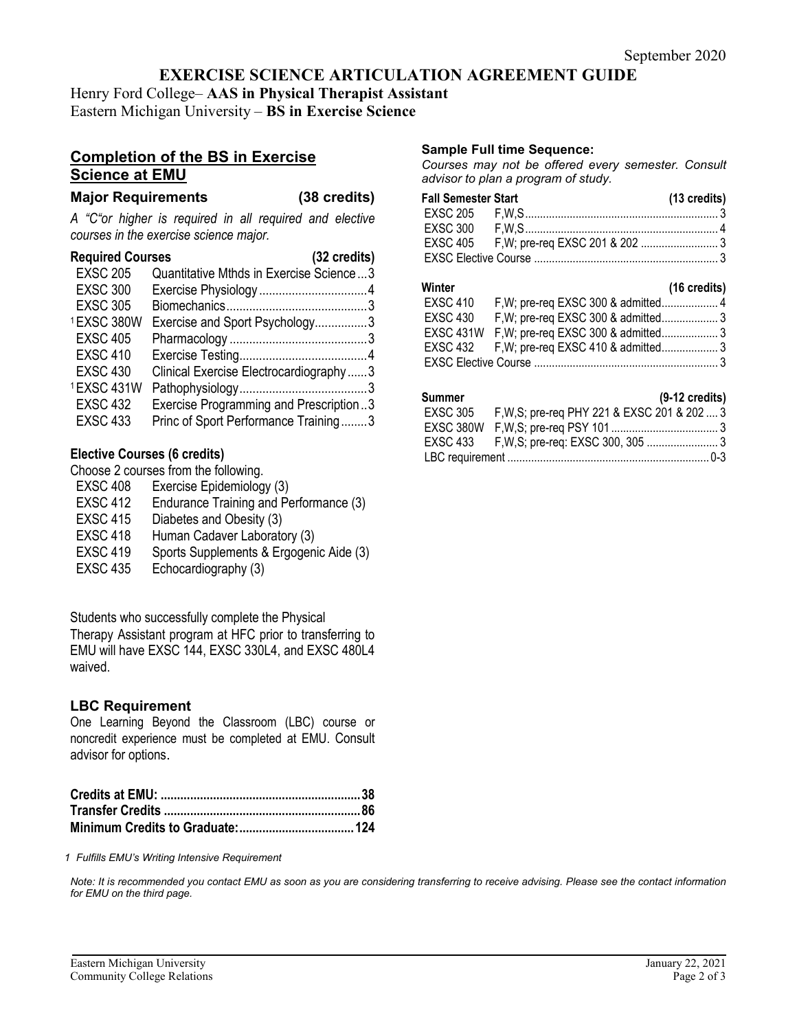September 2020

# EXERCISE SCIENCE ARTICULATION AGREEMENT GUIDE

Henry Ford College– **AAS in Physical Therapist Assistant**
Eastern Michigan University – **BS in Exercise Science**

## Completion of the BS in Exercise Science at EMU

### Major Requirements (38 credits)

*A "C"or higher is required in all required and elective courses in the exercise science major.*

**Required Courses (32 credits)**

| Course | Title | Credits |
|---|---|---|
| EXSC 205 | Quantitative Mthds in Exercise Science | 3 |
| EXSC 300 | Exercise Physiology | 4 |
| EXSC 305 | Biomechanics | 3 |
| [1] EXSC 380W | Exercise and Sport Psychology | 3 |
| EXSC 405 | Pharmacology | 3 |
| EXSC 410 | Exercise Testing | 4 |
| EXSC 430 | Clinical Exercise Electrocardiography | 3 |
| [1] EXSC 431W | Pathophysiology | 3 |
| EXSC 432 | Exercise Programming and Prescription | 3 |
| EXSC 433 | Princ of Sport Performance Training | 3 |

**Elective Courses (6 credits)**

Choose 2 courses from the following.

| Course | Title |
|---|---|
| EXSC 408 | Exercise Epidemiology (3) |
| EXSC 412 | Endurance Training and Performance (3) |
| EXSC 415 | Diabetes and Obesity (3) |
| EXSC 418 | Human Cadaver Laboratory (3) |
| EXSC 419 | Sports Supplements & Ergogenic Aide (3) |
| EXSC 435 | Echocardiography (3) |

Students who successfully complete the Physical Therapy Assistant program at HFC prior to transferring to EMU will have EXSC 144, EXSC 330L4, and EXSC 480L4 waived.

### LBC Requirement

One Learning Beyond the Classroom (LBC) course or noncredit experience must be completed at EMU. Consult advisor for options.

| | |
|---|---|
| **Credits at EMU:** | **38** |
| **Transfer Credits** | **86** |
| **Minimum Credits to Graduate:** | **124** |

*1 Fulfills EMU's Writing Intensive Requirement*

### Sample Full time Sequence:

*Courses may not be offered every semester. Consult advisor to plan a program of study.*

**Fall Semester Start (13 credits)**

| Course | Offered / Prerequisites | Credits |
|---|---|---|
| EXSC 205 | F,W,S | 3 |
| EXSC 300 | F,W,S | 4 |
| EXSC 405 | F,W; pre-req EXSC 201 & 202 | 3 |
| EXSC Elective Course | | 3 |

**Winter (16 credits)**

| Course | Offered / Prerequisites | Credits |
|---|---|---|
| EXSC 410 | F,W; pre-req EXSC 300 & admitted | 4 |
| EXSC 430 | F,W; pre-req EXSC 300 & admitted | 3 |
| EXSC 431W | F,W; pre-req EXSC 300 & admitted | 3 |
| EXSC 432 | F,W; pre-req EXSC 410 & admitted | 3 |
| EXSC Elective Course | | 3 |

**Summer (9-12 credits)**

| Course | Offered / Prerequisites | Credits |
|---|---|---|
| EXSC 305 | F,W,S; pre-req PHY 221 & EXSC 201 & 202 | 3 |
| EXSC 380W | F,W,S; pre-req PSY 101 | 3 |
| EXSC 433 | F,W,S; pre-req: EXSC 300, 305 | 3 |
| LBC requirement | | 0-3 |

*Note: It is recommended you contact EMU as soon as you are considering transferring to receive advising. Please see the contact information for EMU on the third page.*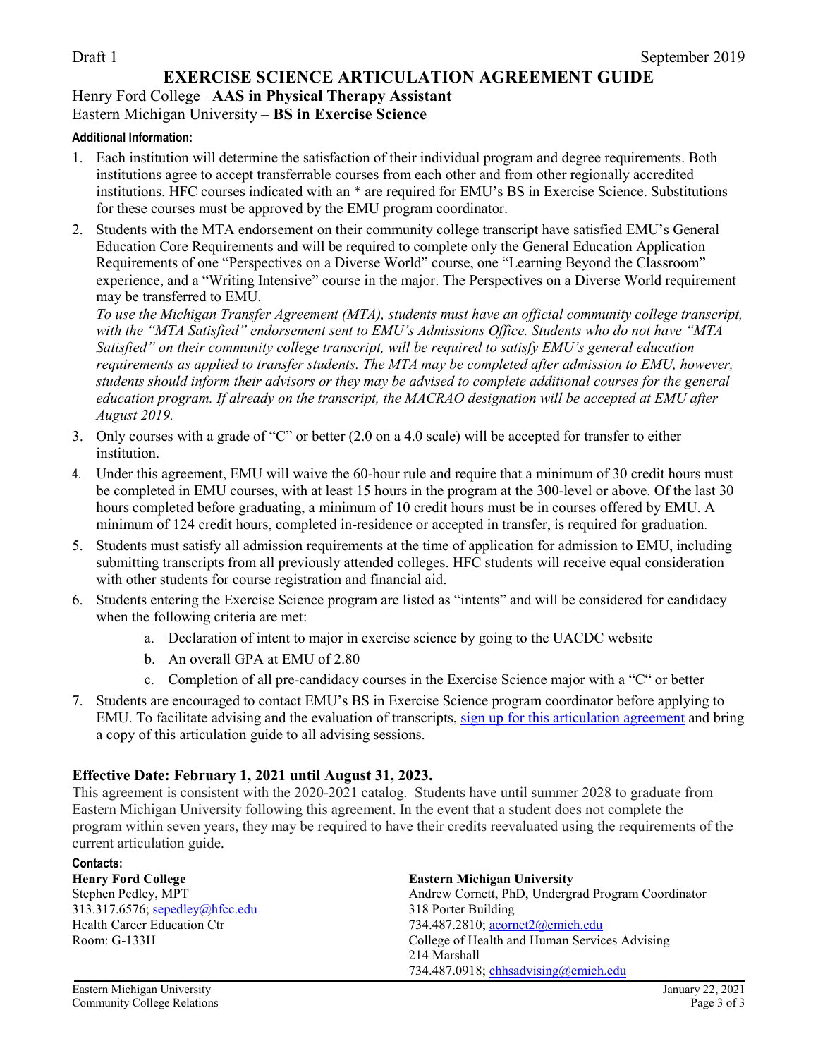Draft 1 September 2019

# EXERCISE SCIENCE ARTICULATION AGREEMENT GUIDE

Henry Ford College– **AAS in Physical Therapy Assistant**
Eastern Michigan University – **BS in Exercise Science**

**Additional Information:**

1. Each institution will determine the satisfaction of their individual program and degree requirements. Both institutions agree to accept transferrable courses from each other and from other regionally accredited institutions. HFC courses indicated with an * are required for EMU's BS in Exercise Science. Substitutions for these courses must be approved by the EMU program coordinator.
2. Students with the MTA endorsement on their community college transcript have satisfied EMU's General Education Core Requirements and will be required to complete only the General Education Application Requirements of one "Perspectives on a Diverse World" course, one "Learning Beyond the Classroom" experience, and a "Writing Intensive" course in the major. The Perspectives on a Diverse World requirement may be transferred to EMU.
*To use the Michigan Transfer Agreement (MTA), students must have an official community college transcript, with the "MTA Satisfied" endorsement sent to EMU's Admissions Office. Students who do not have "MTA Satisfied" on their community college transcript, will be required to satisfy EMU's general education requirements as applied to transfer students. The MTA may be completed after admission to EMU, however, students should inform their advisors or they may be advised to complete additional courses for the general education program. If already on the transcript, the MACRAO designation will be accepted at EMU after August 2019.*
3. Only courses with a grade of "C" or better (2.0 on a 4.0 scale) will be accepted for transfer to either institution.
4. Under this agreement, EMU will waive the 60-hour rule and require that a minimum of 30 credit hours must be completed in EMU courses, with at least 15 hours in the program at the 300-level or above. Of the last 30 hours completed before graduating, a minimum of 10 credit hours must be in courses offered by EMU. A minimum of 124 credit hours, completed in-residence or accepted in transfer, is required for graduation.
5. Students must satisfy all admission requirements at the time of application for admission to EMU, including submitting transcripts from all previously attended colleges. HFC students will receive equal consideration with other students for course registration and financial aid.
6. Students entering the Exercise Science program are listed as "intents" and will be considered for candidacy when the following criteria are met:
   a. Declaration of intent to major in exercise science by going to the UACDC website
   b. An overall GPA at EMU of 2.80
   c. Completion of all pre-candidacy courses in the Exercise Science major with a "C" or better
7. Students are encouraged to contact EMU's BS in Exercise Science program coordinator before applying to EMU. To facilitate advising and the evaluation of transcripts, sign up for this articulation agreement and bring a copy of this articulation guide to all advising sessions.

**Effective Date: February 1, 2021 until August 31, 2023.**
This agreement is consistent with the 2020-2021 catalog. Students have until summer 2028 to graduate from Eastern Michigan University following this agreement. In the event that a student does not complete the program within seven years, they may be required to have their credits reevaluated using the requirements of the current articulation guide.

**Contacts:**

**Henry Ford College**
Stephen Pedley, MPT
313.317.6576; sepedley@hfcc.edu
Health Career Education Ctr
Room: G-133H

**Eastern Michigan University**
Andrew Cornett, PhD, Undergrad Program Coordinator
318 Porter Building
734.487.2810; acornet2@emich.edu
College of Health and Human Services Advising
214 Marshall
734.487.0918; chhsadvising@emich.edu